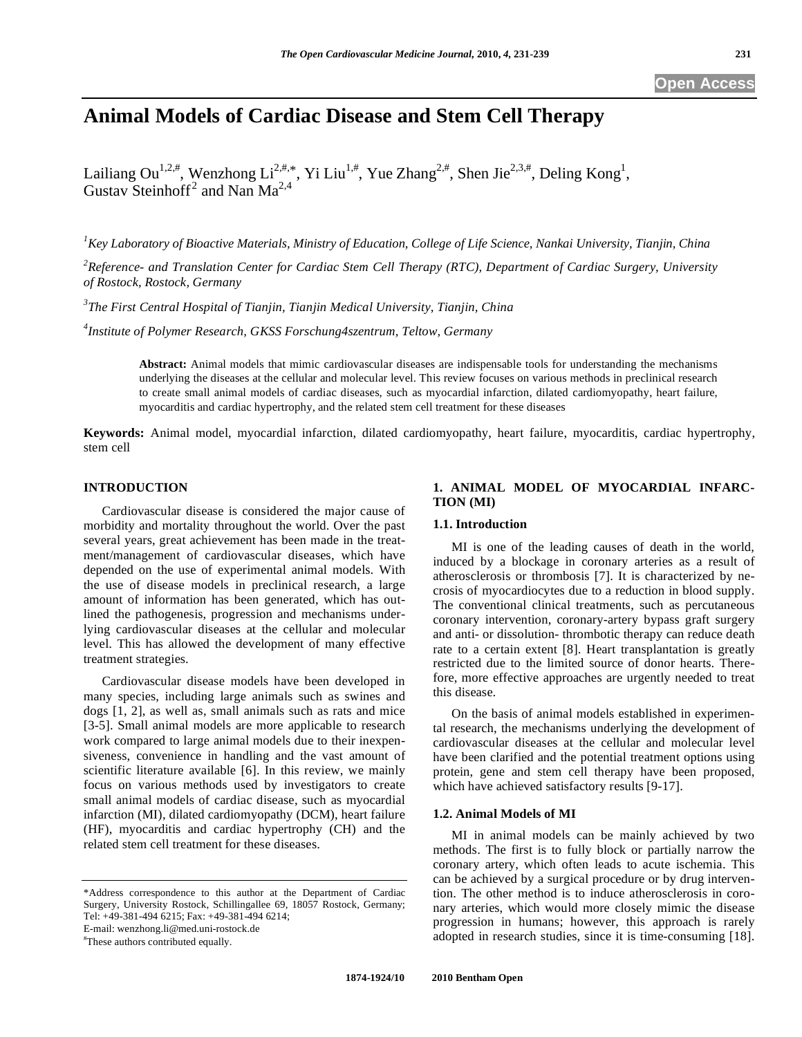Open Access

# Animal Models of Cardiac Disease and Stem Cell Therapy

Lailiang Ou[1,2,#], Wenzhong Li[2,#,*], Yi Liu[1,#], Yue Zhang[2,#], Shen Jie[2,3,#], Deling Kong[1], Gustav Steinhoff[2] and Nan Ma[2,4]

[1]*Key Laboratory of Bioactive Materials, Ministry of Education, College of Life Science, Nankai University, Tianjin, China*

[2]*Reference- and Translation Center for Cardiac Stem Cell Therapy (RTC), Department of Cardiac Surgery, University of Rostock, Rostock, Germany*

[3]*The First Central Hospital of Tianjin, Tianjin Medical University, Tianjin, China*

[4]*Institute of Polymer Research, GKSS Forschung4szentrum, Teltow, Germany*

**Abstract:** Animal models that mimic cardiovascular diseases are indispensable tools for understanding the mechanisms underlying the diseases at the cellular and molecular level. This review focuses on various methods in preclinical research to create small animal models of cardiac diseases, such as myocardial infarction, dilated cardiomyopathy, heart failure, myocarditis and cardiac hypertrophy, and the related stem cell treatment for these diseases

**Keywords:** Animal model, myocardial infarction, dilated cardiomyopathy, heart failure, myocarditis, cardiac hypertrophy, stem cell

## INTRODUCTION

Cardiovascular disease is considered the major cause of morbidity and mortality throughout the world. Over the past several years, great achievement has been made in the treatment/management of cardiovascular diseases, which have depended on the use of experimental animal models. With the use of disease models in preclinical research, a large amount of information has been generated, which has outlined the pathogenesis, progression and mechanisms underlying cardiovascular diseases at the cellular and molecular level. This has allowed the development of many effective treatment strategies.

Cardiovascular disease models have been developed in many species, including large animals such as swines and dogs [1, 2], as well as, small animals such as rats and mice [3-5]. Small animal models are more applicable to research work compared to large animal models due to their inexpensiveness, convenience in handling and the vast amount of scientific literature available [6]. In this review, we mainly focus on various methods used by investigators to create small animal models of cardiac disease, such as myocardial infarction (MI), dilated cardiomyopathy (DCM), heart failure (HF), myocarditis and cardiac hypertrophy (CH) and the related stem cell treatment for these diseases.

*Address correspondence to this author at the Department of Cardiac Surgery, University Rostock, Schillingallee 69, 18057 Rostock, Germany; Tel: +49-381-494 6215; Fax: +49-381-494 6214;
E-mail: wenzhong.li@med.uni-rostock.de

[#]These authors contributed equally.

## 1. ANIMAL MODEL OF MYOCARDIAL INFARCTION (MI)

### 1.1. Introduction

MI is one of the leading causes of death in the world, induced by a blockage in coronary arteries as a result of atherosclerosis or thrombosis [7]. It is characterized by necrosis of myocardiocytes due to a reduction in blood supply. The conventional clinical treatments, such as percutaneous coronary intervention, coronary-artery bypass graft surgery and anti- or dissolution- thrombotic therapy can reduce death rate to a certain extent [8]. Heart transplantation is greatly restricted due to the limited source of donor hearts. Therefore, more effective approaches are urgently needed to treat this disease.

On the basis of animal models established in experimental research, the mechanisms underlying the development of cardiovascular diseases at the cellular and molecular level have been clarified and the potential treatment options using protein, gene and stem cell therapy have been proposed, which have achieved satisfactory results [9-17].

### 1.2. Animal Models of MI

MI in animal models can be mainly achieved by two methods. The first is to fully block or partially narrow the coronary artery, which often leads to acute ischemia. This can be achieved by a surgical procedure or by drug intervention. The other method is to induce atherosclerosis in coronary arteries, which would more closely mimic the disease progression in humans; however, this approach is rarely adopted in research studies, since it is time-consuming [18].

1874-1924/10 2010 Bentham Open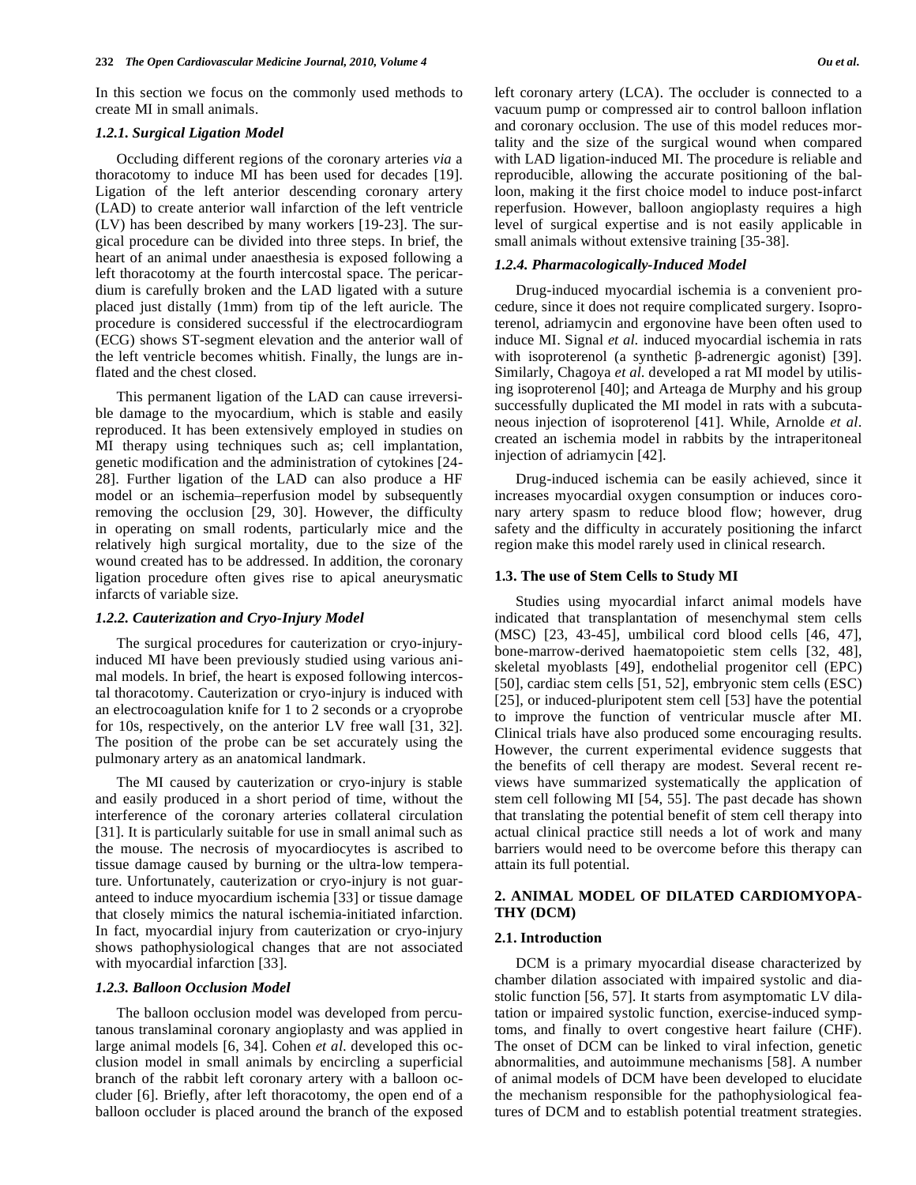In this section we focus on the commonly used methods to create MI in small animals.

#### *1.2.1. Surgical Ligation Model*

Occluding different regions of the coronary arteries *via* a thoracotomy to induce MI has been used for decades [19]. Ligation of the left anterior descending coronary artery (LAD) to create anterior wall infarction of the left ventricle (LV) has been described by many workers [19-23]. The surgical procedure can be divided into three steps. In brief, the heart of an animal under anaesthesia is exposed following a left thoracotomy at the fourth intercostal space. The pericardium is carefully broken and the LAD ligated with a suture placed just distally (1mm) from tip of the left auricle. The procedure is considered successful if the electrocardiogram (ECG) shows ST-segment elevation and the anterior wall of the left ventricle becomes whitish. Finally, the lungs are inflated and the chest closed.

This permanent ligation of the LAD can cause irreversible damage to the myocardium, which is stable and easily reproduced. It has been extensively employed in studies on MI therapy using techniques such as; cell implantation, genetic modification and the administration of cytokines [24-28]. Further ligation of the LAD can also produce a HF model or an ischemia–reperfusion model by subsequently removing the occlusion [29, 30]. However, the difficulty in operating on small rodents, particularly mice and the relatively high surgical mortality, due to the size of the wound created has to be addressed. In addition, the coronary ligation procedure often gives rise to apical aneurysmatic infarcts of variable size.

#### *1.2.2. Cauterization and Cryo-Injury Model*

The surgical procedures for cauterization or cryo-injury-induced MI have been previously studied using various animal models. In brief, the heart is exposed following intercostal thoracotomy. Cauterization or cryo-injury is induced with an electrocoagulation knife for 1 to 2 seconds or a cryoprobe for 10s, respectively, on the anterior LV free wall [31, 32]. The position of the probe can be set accurately using the pulmonary artery as an anatomical landmark.

The MI caused by cauterization or cryo-injury is stable and easily produced in a short period of time, without the interference of the coronary arteries collateral circulation [31]. It is particularly suitable for use in small animal such as the mouse. The necrosis of myocardiocytes is ascribed to tissue damage caused by burning or the ultra-low temperature. Unfortunately, cauterization or cryo-injury is not guaranteed to induce myocardium ischemia [33] or tissue damage that closely mimics the natural ischemia-initiated infarction. In fact, myocardial injury from cauterization or cryo-injury shows pathophysiological changes that are not associated with myocardial infarction [33].

#### *1.2.3. Balloon Occlusion Model*

The balloon occlusion model was developed from percutanous translaminal coronary angioplasty and was applied in large animal models [6, 34]. Cohen *et al.* developed this occlusion model in small animals by encircling a superficial branch of the rabbit left coronary artery with a balloon occluder [6]. Briefly, after left thoracotomy, the open end of a balloon occluder is placed around the branch of the exposed left coronary artery (LCA). The occluder is connected to a vacuum pump or compressed air to control balloon inflation and coronary occlusion. The use of this model reduces mortality and the size of the surgical wound when compared with LAD ligation-induced MI. The procedure is reliable and reproducible, allowing the accurate positioning of the balloon, making it the first choice model to induce post-infarct reperfusion. However, balloon angioplasty requires a high level of surgical expertise and is not easily applicable in small animals without extensive training [35-38].

#### *1.2.4. Pharmacologically-Induced Model*

Drug-induced myocardial ischemia is a convenient procedure, since it does not require complicated surgery. Isoproterenol, adriamycin and ergonovine have been often used to induce MI. Signal *et al.* induced myocardial ischemia in rats with isoproterenol (a synthetic β-adrenergic agonist) [39]. Similarly, Chagoya *et al.* developed a rat MI model by utilising isoproterenol [40]; and Arteaga de Murphy and his group successfully duplicated the MI model in rats with a subcutaneous injection of isoproterenol [41]. While, Arnolde *et al*. created an ischemia model in rabbits by the intraperitoneal injection of adriamycin [42].

Drug-induced ischemia can be easily achieved, since it increases myocardial oxygen consumption or induces coronary artery spasm to reduce blood flow; however, drug safety and the difficulty in accurately positioning the infarct region make this model rarely used in clinical research.

### 1.3. The use of Stem Cells to Study MI

Studies using myocardial infarct animal models have indicated that transplantation of mesenchymal stem cells (MSC) [23, 43-45], umbilical cord blood cells [46, 47], bone-marrow-derived haematopoietic stem cells [32, 48], skeletal myoblasts [49], endothelial progenitor cell (EPC) [50], cardiac stem cells [51, 52], embryonic stem cells (ESC) [25], or induced-pluripotent stem cell [53] have the potential to improve the function of ventricular muscle after MI. Clinical trials have also produced some encouraging results. However, the current experimental evidence suggests that the benefits of cell therapy are modest. Several recent reviews have summarized systematically the application of stem cell following MI [54, 55]. The past decade has shown that translating the potential benefit of stem cell therapy into actual clinical practice still needs a lot of work and many barriers would need to be overcome before this therapy can attain its full potential.

## 2. ANIMAL MODEL OF DILATED CARDIOMYOPATHY (DCM)

### 2.1. Introduction

DCM is a primary myocardial disease characterized by chamber dilation associated with impaired systolic and diastolic function [56, 57]. It starts from asymptomatic LV dilatation or impaired systolic function, exercise-induced symptoms, and finally to overt congestive heart failure (CHF). The onset of DCM can be linked to viral infection, genetic abnormalities, and autoimmune mechanisms [58]. A number of animal models of DCM have been developed to elucidate the mechanism responsible for the pathophysiological features of DCM and to establish potential treatment strategies.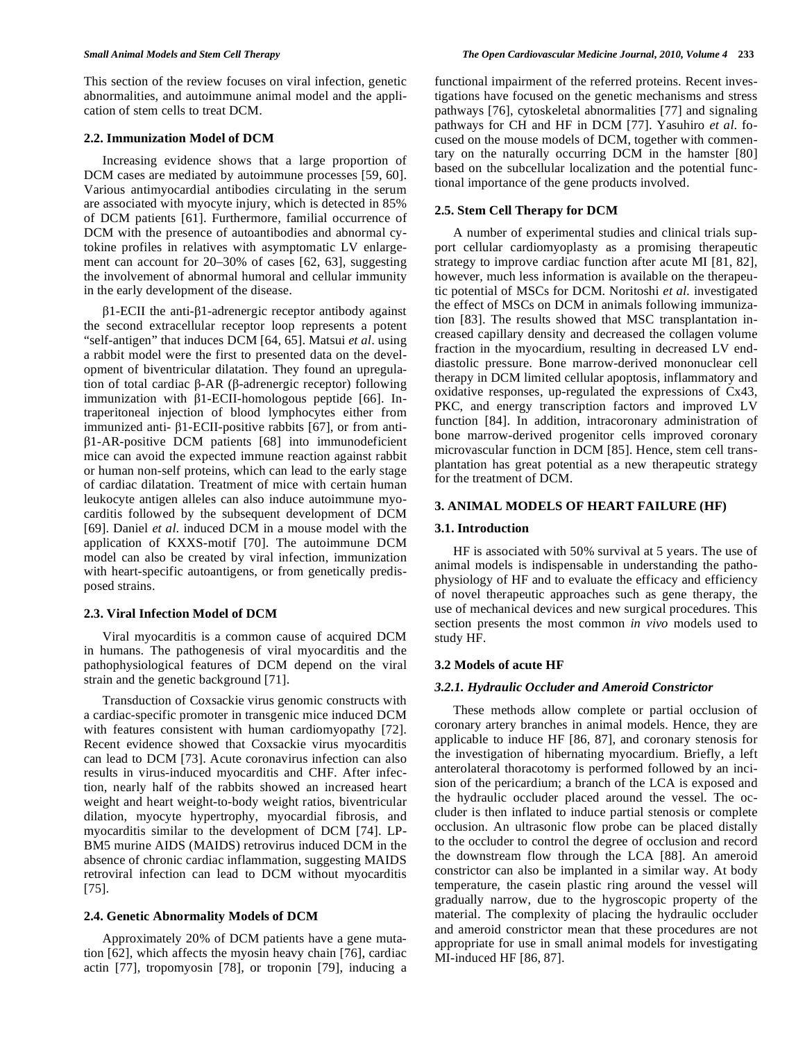This section of the review focuses on viral infection, genetic abnormalities, and autoimmune animal model and the application of stem cells to treat DCM.

### 2.2. Immunization Model of DCM

Increasing evidence shows that a large proportion of DCM cases are mediated by autoimmune processes [59, 60]. Various antimyocardial antibodies circulating in the serum are associated with myocyte injury, which is detected in 85% of DCM patients [61]. Furthermore, familial occurrence of DCM with the presence of autoantibodies and abnormal cytokine profiles in relatives with asymptomatic LV enlargement can account for 20–30% of cases [62, 63], suggesting the involvement of abnormal humoral and cellular immunity in the early development of the disease.

β1-ECII the anti-β1-adrenergic receptor antibody against the second extracellular receptor loop represents a potent "self-antigen" that induces DCM [64, 65]. Matsui *et al*. using a rabbit model were the first to presented data on the development of biventricular dilatation. They found an upregulation of total cardiac β-AR (β-adrenergic receptor) following immunization with β1-ECII-homologous peptide [66]. Intraperitoneal injection of blood lymphocytes either from immunized anti- β1-ECII-positive rabbits [67], or from anti-β1-AR-positive DCM patients [68] into immunodeficient mice can avoid the expected immune reaction against rabbit or human non-self proteins, which can lead to the early stage of cardiac dilatation. Treatment of mice with certain human leukocyte antigen alleles can also induce autoimmune myocarditis followed by the subsequent development of DCM [69]. Daniel *et al.* induced DCM in a mouse model with the application of KXXS-motif [70]. The autoimmune DCM model can also be created by viral infection, immunization with heart-specific autoantigens, or from genetically predisposed strains.

### 2.3. Viral Infection Model of DCM

Viral myocarditis is a common cause of acquired DCM in humans. The pathogenesis of viral myocarditis and the pathophysiological features of DCM depend on the viral strain and the genetic background [71].

Transduction of Coxsackie virus genomic constructs with a cardiac-specific promoter in transgenic mice induced DCM with features consistent with human cardiomyopathy [72]. Recent evidence showed that Coxsackie virus myocarditis can lead to DCM [73]. Acute coronavirus infection can also results in virus-induced myocarditis and CHF. After infection, nearly half of the rabbits showed an increased heart weight and heart weight-to-body weight ratios, biventricular dilation, myocyte hypertrophy, myocardial fibrosis, and myocarditis similar to the development of DCM [74]. LP-BM5 murine AIDS (MAIDS) retrovirus induced DCM in the absence of chronic cardiac inflammation, suggesting MAIDS retroviral infection can lead to DCM without myocarditis [75].

### 2.4. Genetic Abnormality Models of DCM

Approximately 20% of DCM patients have a gene mutation [62], which affects the myosin heavy chain [76], cardiac actin [77], tropomyosin [78], or troponin [79], inducing a functional impairment of the referred proteins. Recent investigations have focused on the genetic mechanisms and stress pathways [76], cytoskeletal abnormalities [77] and signaling pathways for CH and HF in DCM [77]. Yasuhiro *et al*. focused on the mouse models of DCM, together with commentary on the naturally occurring DCM in the hamster [80] based on the subcellular localization and the potential functional importance of the gene products involved.

### 2.5. Stem Cell Therapy for DCM

A number of experimental studies and clinical trials support cellular cardiomyoplasty as a promising therapeutic strategy to improve cardiac function after acute MI [81, 82], however, much less information is available on the therapeutic potential of MSCs for DCM. Noritoshi *et al.* investigated the effect of MSCs on DCM in animals following immunization [83]. The results showed that MSC transplantation increased capillary density and decreased the collagen volume fraction in the myocardium, resulting in decreased LV end-diastolic pressure. Bone marrow-derived mononuclear cell therapy in DCM limited cellular apoptosis, inflammatory and oxidative responses, up-regulated the expressions of Cx43, PKC, and energy transcription factors and improved LV function [84]. In addition, intracoronary administration of bone marrow-derived progenitor cells improved coronary microvascular function in DCM [85]. Hence, stem cell transplantation has great potential as a new therapeutic strategy for the treatment of DCM.

## 3. ANIMAL MODELS OF HEART FAILURE (HF)

### 3.1. Introduction

HF is associated with 50% survival at 5 years. The use of animal models is indispensable in understanding the pathophysiology of HF and to evaluate the efficacy and efficiency of novel therapeutic approaches such as gene therapy, the use of mechanical devices and new surgical procedures. This section presents the most common *in vivo* models used to study HF.

### 3.2 Models of acute HF

#### *3.2.1. Hydraulic Occluder and Ameroid Constrictor*

These methods allow complete or partial occlusion of coronary artery branches in animal models. Hence, they are applicable to induce HF [86, 87], and coronary stenosis for the investigation of hibernating myocardium. Briefly, a left anterolateral thoracotomy is performed followed by an incision of the pericardium; a branch of the LCA is exposed and the hydraulic occluder placed around the vessel. The occluder is then inflated to induce partial stenosis or complete occlusion. An ultrasonic flow probe can be placed distally to the occluder to control the degree of occlusion and record the downstream flow through the LCA [88]. An ameroid constrictor can also be implanted in a similar way. At body temperature, the casein plastic ring around the vessel will gradually narrow, due to the hygroscopic property of the material. The complexity of placing the hydraulic occluder and ameroid constrictor mean that these procedures are not appropriate for use in small animal models for investigating MI-induced HF [86, 87].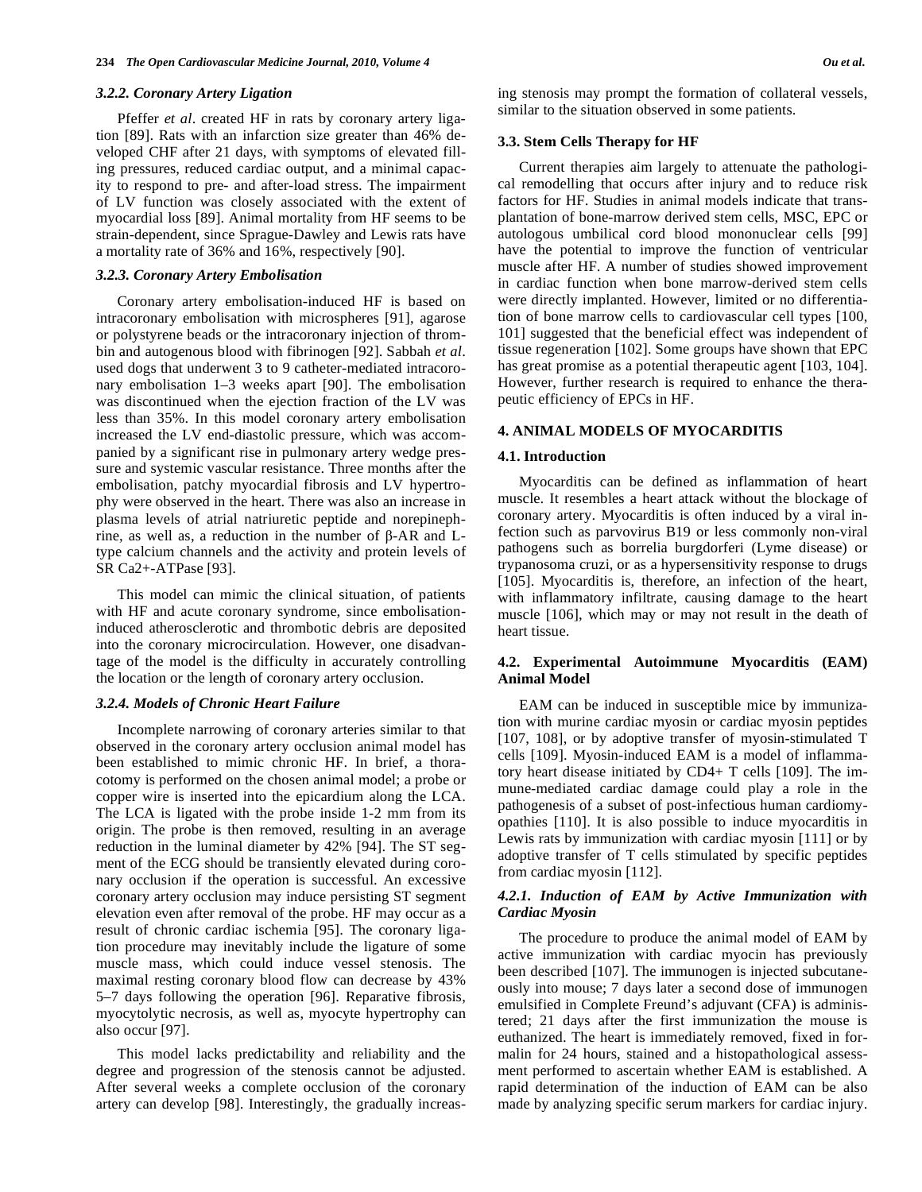### 3.2.2. Coronary Artery Ligation

Pfeffer *et al*. created HF in rats by coronary artery ligation [89]. Rats with an infarction size greater than 46% developed CHF after 21 days, with symptoms of elevated filling pressures, reduced cardiac output, and a minimal capacity to respond to pre- and after-load stress. The impairment of LV function was closely associated with the extent of myocardial loss [89]. Animal mortality from HF seems to be strain-dependent, since Sprague-Dawley and Lewis rats have a mortality rate of 36% and 16%, respectively [90].

### 3.2.3. Coronary Artery Embolisation

Coronary artery embolisation-induced HF is based on intracoronary embolisation with microspheres [91], agarose or polystyrene beads or the intracoronary injection of thrombin and autogenous blood with fibrinogen [92]. Sabbah *et al*. used dogs that underwent 3 to 9 catheter-mediated intracoronary embolisation 1–3 weeks apart [90]. The embolisation was discontinued when the ejection fraction of the LV was less than 35%. In this model coronary artery embolisation increased the LV end-diastolic pressure, which was accompanied by a significant rise in pulmonary artery wedge pressure and systemic vascular resistance. Three months after the embolisation, patchy myocardial fibrosis and LV hypertrophy were observed in the heart. There was also an increase in plasma levels of atrial natriuretic peptide and norepinephrine, as well as, a reduction in the number of β-AR and L-type calcium channels and the activity and protein levels of SR $Ca^{2+}$-ATPase [93].

This model can mimic the clinical situation, of patients with HF and acute coronary syndrome, since embolisation-induced atherosclerotic and thrombotic debris are deposited into the coronary microcirculation. However, one disadvantage of the model is the difficulty in accurately controlling the location or the length of coronary artery occlusion.

### 3.2.4. Models of Chronic Heart Failure

Incomplete narrowing of coronary arteries similar to that observed in the coronary artery occlusion animal model has been established to mimic chronic HF. In brief, a thoracotomy is performed on the chosen animal model; a probe or copper wire is inserted into the epicardium along the LCA. The LCA is ligated with the probe inside 1-2 mm from its origin. The probe is then removed, resulting in an average reduction in the luminal diameter by 42% [94]. The ST segment of the ECG should be transiently elevated during coronary occlusion if the operation is successful. An excessive coronary artery occlusion may induce persisting ST segment elevation even after removal of the probe. HF may occur as a result of chronic cardiac ischemia [95]. The coronary ligation procedure may inevitably include the ligature of some muscle mass, which could induce vessel stenosis. The maximal resting coronary blood flow can decrease by 43% 5–7 days following the operation [96]. Reparative fibrosis, myocytolytic necrosis, as well as, myocyte hypertrophy can also occur [97].

This model lacks predictability and reliability and the degree and progression of the stenosis cannot be adjusted. After several weeks a complete occlusion of the coronary artery can develop [98]. Interestingly, the gradually increasing stenosis may prompt the formation of collateral vessels, similar to the situation observed in some patients.

### 3.3. Stem Cells Therapy for HF

Current therapies aim largely to attenuate the pathological remodelling that occurs after injury and to reduce risk factors for HF. Studies in animal models indicate that transplantation of bone-marrow derived stem cells, MSC, EPC or autologous umbilical cord blood mononuclear cells [99] have the potential to improve the function of ventricular muscle after HF. A number of studies showed improvement in cardiac function when bone marrow-derived stem cells were directly implanted. However, limited or no differentiation of bone marrow cells to cardiovascular cell types [100, 101] suggested that the beneficial effect was independent of tissue regeneration [102]. Some groups have shown that EPC has great promise as a potential therapeutic agent [103, 104]. However, further research is required to enhance the therapeutic efficiency of EPCs in HF.

## 4. ANIMAL MODELS OF MYOCARDITIS

### 4.1. Introduction

Myocarditis can be defined as inflammation of heart muscle. It resembles a heart attack without the blockage of coronary artery. Myocarditis is often induced by a viral infection such as parvovirus B19 or less commonly non-viral pathogens such as borrelia burgdorferi (Lyme disease) or trypanosoma cruzi, or as a hypersensitivity response to drugs [105]. Myocarditis is, therefore, an infection of the heart, with inflammatory infiltrate, causing damage to the heart muscle [106], which may or may not result in the death of heart tissue.

### 4.2. Experimental Autoimmune Myocarditis (EAM) Animal Model

EAM can be induced in susceptible mice by immunization with murine cardiac myosin or cardiac myosin peptides [107, 108], or by adoptive transfer of myosin-stimulated T cells [109]. Myosin-induced EAM is a model of inflammatory heart disease initiated by CD4+ T cells [109]. The immune-mediated cardiac damage could play a role in the pathogenesis of a subset of post-infectious human cardiomyopathies [110]. It is also possible to induce myocarditis in Lewis rats by immunization with cardiac myosin [111] or by adoptive transfer of T cells stimulated by specific peptides from cardiac myosin [112].

### 4.2.1. Induction of EAM by Active Immunization with Cardiac Myosin

The procedure to produce the animal model of EAM by active immunization with cardiac myocin has previously been described [107]. The immunogen is injected subcutaneously into mouse; 7 days later a second dose of immunogen emulsified in Complete Freund's adjuvant (CFA) is administered; 21 days after the first immunization the mouse is euthanized. The heart is immediately removed, fixed in formalin for 24 hours, stained and a histopathological assessment performed to ascertain whether EAM is established. A rapid determination of the induction of EAM can be also made by analyzing specific serum markers for cardiac injury.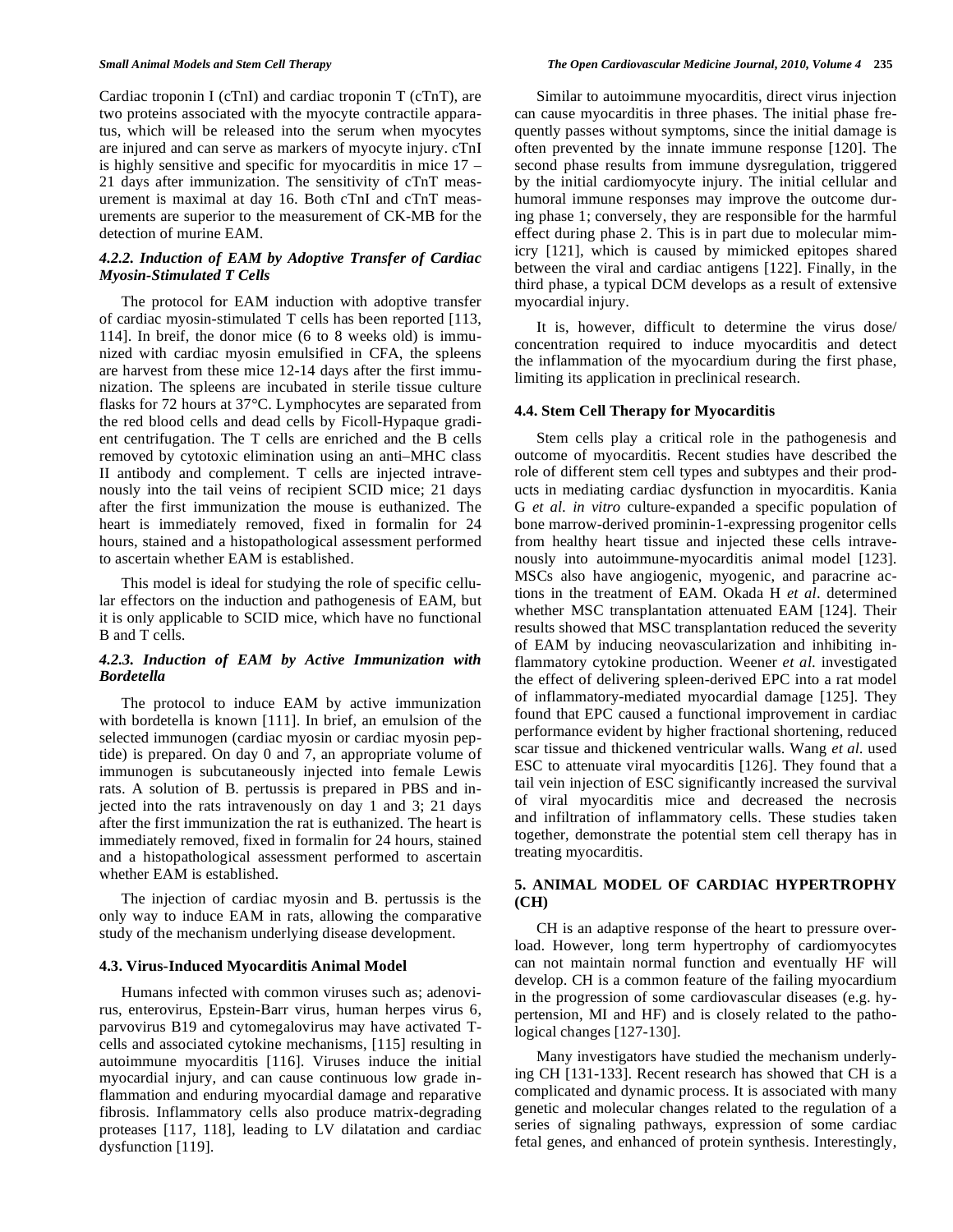Cardiac troponin I (cTnI) and cardiac troponin T (cTnT), are two proteins associated with the myocyte contractile apparatus, which will be released into the serum when myocytes are injured and can serve as markers of myocyte injury. cTnI is highly sensitive and specific for myocarditis in mice 17 – 21 days after immunization. The sensitivity of cTnT measurement is maximal at day 16. Both cTnI and cTnT measurements are superior to the measurement of CK-MB for the detection of murine EAM.

#### *4.2.2. Induction of EAM by Adoptive Transfer of Cardiac Myosin-Stimulated T Cells*

The protocol for EAM induction with adoptive transfer of cardiac myosin-stimulated T cells has been reported [113, 114]. In breif, the donor mice (6 to 8 weeks old) is immunized with cardiac myosin emulsified in CFA, the spleens are harvest from these mice 12-14 days after the first immunization. The spleens are incubated in sterile tissue culture flasks for 72 hours at 37°C. Lymphocytes are separated from the red blood cells and dead cells by Ficoll-Hypaque gradient centrifugation. The T cells are enriched and the B cells removed by cytotoxic elimination using an anti–MHC class II antibody and complement. T cells are injected intravenously into the tail veins of recipient SCID mice; 21 days after the first immunization the mouse is euthanized. The heart is immediately removed, fixed in formalin for 24 hours, stained and a histopathological assessment performed to ascertain whether EAM is established.

This model is ideal for studying the role of specific cellular effectors on the induction and pathogenesis of EAM, but it is only applicable to SCID mice, which have no functional B and T cells.

#### *4.2.3. Induction of EAM by Active Immunization with Bordetella*

The protocol to induce EAM by active immunization with bordetella is known [111]. In brief, an emulsion of the selected immunogen (cardiac myosin or cardiac myosin peptide) is prepared. On day 0 and 7, an appropriate volume of immunogen is subcutaneously injected into female Lewis rats. A solution of B. pertussis is prepared in PBS and injected into the rats intravenously on day 1 and 3; 21 days after the first immunization the rat is euthanized. The heart is immediately removed, fixed in formalin for 24 hours, stained and a histopathological assessment performed to ascertain whether EAM is established.

The injection of cardiac myosin and B. pertussis is the only way to induce EAM in rats, allowing the comparative study of the mechanism underlying disease development.

### 4.3. Virus-Induced Myocarditis Animal Model

Humans infected with common viruses such as; adenovirus, enterovirus, Epstein-Barr virus, human herpes virus 6, parvovirus B19 and cytomegalovirus may have activated T-cells and associated cytokine mechanisms, [115] resulting in autoimmune myocarditis [116]. Viruses induce the initial myocardial injury, and can cause continuous low grade inflammation and enduring myocardial damage and reparative fibrosis. Inflammatory cells also produce matrix-degrading proteases [117, 118], leading to LV dilatation and cardiac dysfunction [119].

Similar to autoimmune myocarditis, direct virus injection can cause myocarditis in three phases. The initial phase frequently passes without symptoms, since the initial damage is often prevented by the innate immune response [120]. The second phase results from immune dysregulation, triggered by the initial cardiomyocyte injury. The initial cellular and humoral immune responses may improve the outcome during phase 1; conversely, they are responsible for the harmful effect during phase 2. This is in part due to molecular mimicry [121], which is caused by mimicked epitopes shared between the viral and cardiac antigens [122]. Finally, in the third phase, a typical DCM develops as a result of extensive myocardial injury.

It is, however, difficult to determine the virus dose/concentration required to induce myocarditis and detect the inflammation of the myocardium during the first phase, limiting its application in preclinical research.

### 4.4. Stem Cell Therapy for Myocarditis

Stem cells play a critical role in the pathogenesis and outcome of myocarditis. Recent studies have described the role of different stem cell types and subtypes and their products in mediating cardiac dysfunction in myocarditis. Kania G *et al. in vitro* culture-expanded a specific population of bone marrow-derived prominin-1-expressing progenitor cells from healthy heart tissue and injected these cells intravenously into autoimmune-myocarditis animal model [123]. MSCs also have angiogenic, myogenic, and paracrine actions in the treatment of EAM. Okada H *et al*. determined whether MSC transplantation attenuated EAM [124]. Their results showed that MSC transplantation reduced the severity of EAM by inducing neovascularization and inhibiting inflammatory cytokine production. Weener *et al*. investigated the effect of delivering spleen-derived EPC into a rat model of inflammatory-mediated myocardial damage [125]. They found that EPC caused a functional improvement in cardiac performance evident by higher fractional shortening, reduced scar tissue and thickened ventricular walls. Wang *et al*. used ESC to attenuate viral myocarditis [126]. They found that a tail vein injection of ESC significantly increased the survival of viral myocarditis mice and decreased the necrosis and infiltration of inflammatory cells. These studies taken together, demonstrate the potential stem cell therapy has in treating myocarditis.

## 5. ANIMAL MODEL OF CARDIAC HYPERTROPHY (CH)

CH is an adaptive response of the heart to pressure overload. However, long term hypertrophy of cardiomyocytes can not maintain normal function and eventually HF will develop. CH is a common feature of the failing myocardium in the progression of some cardiovascular diseases (e.g. hypertension, MI and HF) and is closely related to the pathological changes [127-130].

Many investigators have studied the mechanism underlying CH [131-133]. Recent research has showed that CH is a complicated and dynamic process. It is associated with many genetic and molecular changes related to the regulation of a series of signaling pathways, expression of some cardiac fetal genes, and enhanced of protein synthesis. Interestingly,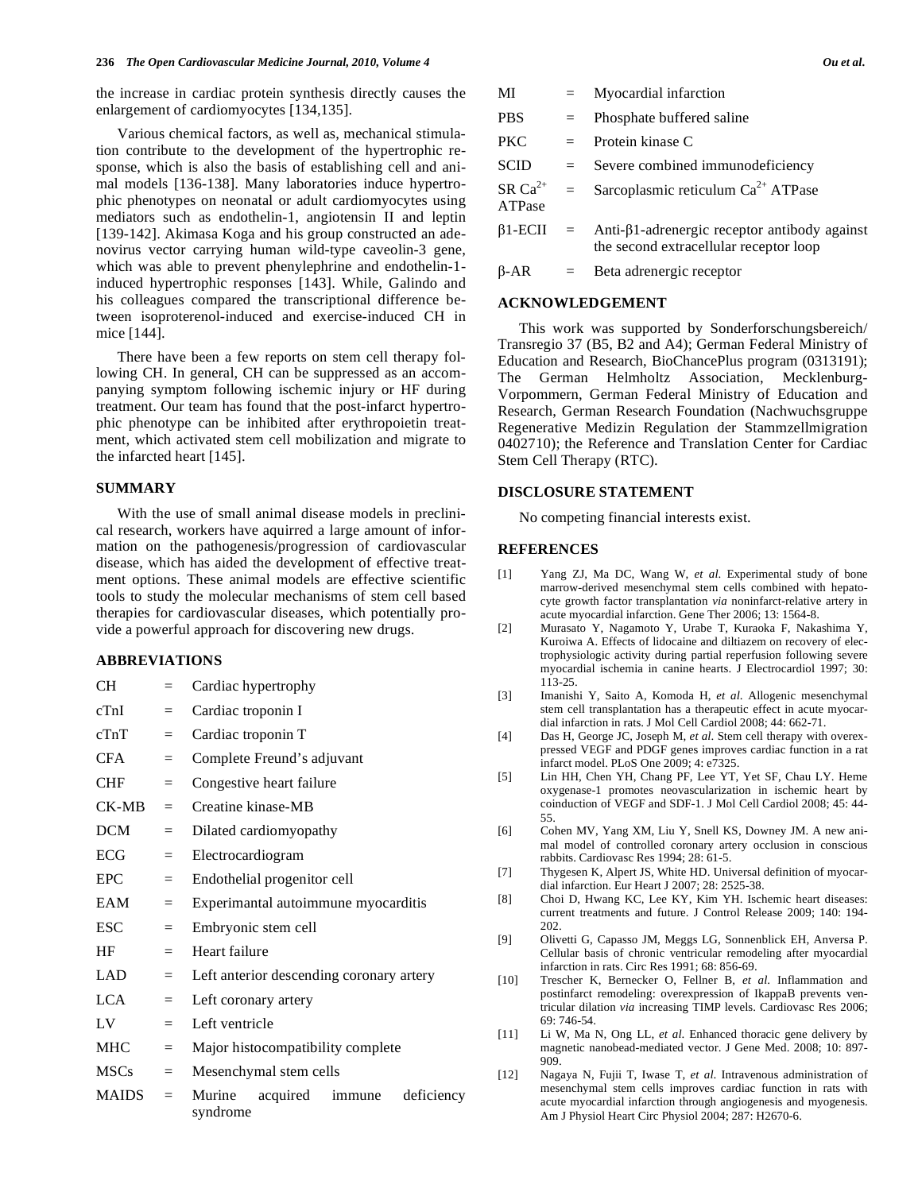the increase in cardiac protein synthesis directly causes the enlargement of cardiomyocytes [134,135].

Various chemical factors, as well as, mechanical stimulation contribute to the development of the hypertrophic response, which is also the basis of establishing cell and animal models [136-138]. Many laboratories induce hypertrophic phenotypes on neonatal or adult cardiomyocytes using mediators such as endothelin-1, angiotensin II and leptin [139-142]. Akimasa Koga and his group constructed an adenovirus vector carrying human wild-type caveolin-3 gene, which was able to prevent phenylephrine and endothelin-1-induced hypertrophic responses [143]. While, Galindo and his colleagues compared the transcriptional difference between isoproterenol-induced and exercise-induced CH in mice [144].

There have been a few reports on stem cell therapy following CH. In general, CH can be suppressed as an accompanying symptom following ischemic injury or HF during treatment. Our team has found that the post-infarct hypertrophic phenotype can be inhibited after erythropoietin treatment, which activated stem cell mobilization and migrate to the infarcted heart [145].

## SUMMARY

With the use of small animal disease models in preclinical research, workers have aquirred a large amount of information on the pathogenesis/progression of cardiovascular disease, which has aided the development of effective treatment options. These animal models are effective scientific tools to study the molecular mechanisms of stem cell based therapies for cardiovascular diseases, which potentially provide a powerful approach for discovering new drugs.

## ABBREVIATIONS

| | | |
|---|---|---|
| CH | = | Cardiac hypertrophy |
| cTnI | = | Cardiac troponin I |
| cTnT | = | Cardiac troponin T |
| CFA | = | Complete Freund's adjuvant |
| CHF | = | Congestive heart failure |
| CK-MB | = | Creatine kinase-MB |
| DCM | = | Dilated cardiomyopathy |
| ECG | = | Electrocardiogram |
| EPC | = | Endothelial progenitor cell |
| EAM | = | Experimantal autoimmune myocarditis |
| ESC | = | Embryonic stem cell |
| HF | = | Heart failure |
| LAD | = | Left anterior descending coronary artery |
| LCA | = | Left coronary artery |
| LV | = | Left ventricle |
| MHC | = | Major histocompatibility complete |
| MSCs | = | Mesenchymal stem cells |
| MAIDS | = | Murine acquired immune deficiency syndrome |
| MI | = | Myocardial infarction |
| PBS | = | Phosphate buffered saline |
| PKC | = | Protein kinase C |
| SCID | = | Severe combined immunodeficiency |
| SR $Ca^{2+}$ ATPase | = | Sarcoplasmic reticulum $Ca^{2+}$ ATPase |
| β1-ECII | = | Anti-β1-adrenergic receptor antibody against the second extracellular receptor loop |
| β-AR | = | Beta adrenergic receptor |

## ACKNOWLEDGEMENT

This work was supported by Sonderforschungsbereich/ Transregio 37 (B5, B2 and A4); German Federal Ministry of Education and Research, BioChancePlus program (0313191); The German Helmholtz Association, Mecklenburg-Vorpommern, German Federal Ministry of Education and Research, German Research Foundation (Nachwuchsgruppe Regenerative Medizin Regulation der Stammzellmigration 0402710); the Reference and Translation Center for Cardiac Stem Cell Therapy (RTC).

## DISCLOSURE STATEMENT

No competing financial interests exist.

## REFERENCES

[1] Yang ZJ, Ma DC, Wang W, *et al.* Experimental study of bone marrow-derived mesenchymal stem cells combined with hepatocyte growth factor transplantation *via* noninfarct-relative artery in acute myocardial infarction. Gene Ther 2006; 13: 1564-8.

[2] Murasato Y, Nagamoto Y, Urabe T, Kuraoka F, Nakashima Y, Kuroiwa A. Effects of lidocaine and diltiazem on recovery of electrophysiologic activity during partial reperfusion following severe myocardial ischemia in canine hearts. J Electrocardiol 1997; 30: 113-25.

[3] Imanishi Y, Saito A, Komoda H, *et al.* Allogenic mesenchymal stem cell transplantation has a therapeutic effect in acute myocardial infarction in rats. J Mol Cell Cardiol 2008; 44: 662-71.

[4] Das H, George JC, Joseph M, *et al.* Stem cell therapy with overexpressed VEGF and PDGF genes improves cardiac function in a rat infarct model. PLoS One 2009; 4: e7325.

[5] Lin HH, Chen YH, Chang PF, Lee YT, Yet SF, Chau LY. Heme oxygenase-1 promotes neovascularization in ischemic heart by coinduction of VEGF and SDF-1. J Mol Cell Cardiol 2008; 45: 44-55.

[6] Cohen MV, Yang XM, Liu Y, Snell KS, Downey JM. A new animal model of controlled coronary artery occlusion in conscious rabbits. Cardiovasc Res 1994; 28: 61-5.

[7] Thygesen K, Alpert JS, White HD. Universal definition of myocardial infarction. Eur Heart J 2007; 28: 2525-38.

[8] Choi D, Hwang KC, Lee KY, Kim YH. Ischemic heart diseases: current treatments and future. J Control Release 2009; 140: 194-202.

[9] Olivetti G, Capasso JM, Meggs LG, Sonnenblick EH, Anversa P. Cellular basis of chronic ventricular remodeling after myocardial infarction in rats. Circ Res 1991; 68: 856-69.

[10] Trescher K, Bernecker O, Fellner B, *et al.* Inflammation and postinfarct remodeling: overexpression of IkappaB prevents ventricular dilation *via* increasing TIMP levels. Cardiovasc Res 2006; 69: 746-54.

[11] Li W, Ma N, Ong LL, *et al.* Enhanced thoracic gene delivery by magnetic nanobead-mediated vector. J Gene Med. 2008; 10: 897-909.

[12] Nagaya N, Fujii T, Iwase T, *et al.* Intravenous administration of mesenchymal stem cells improves cardiac function in rats with acute myocardial infarction through angiogenesis and myogenesis. Am J Physiol Heart Circ Physiol 2004; 287: H2670-6.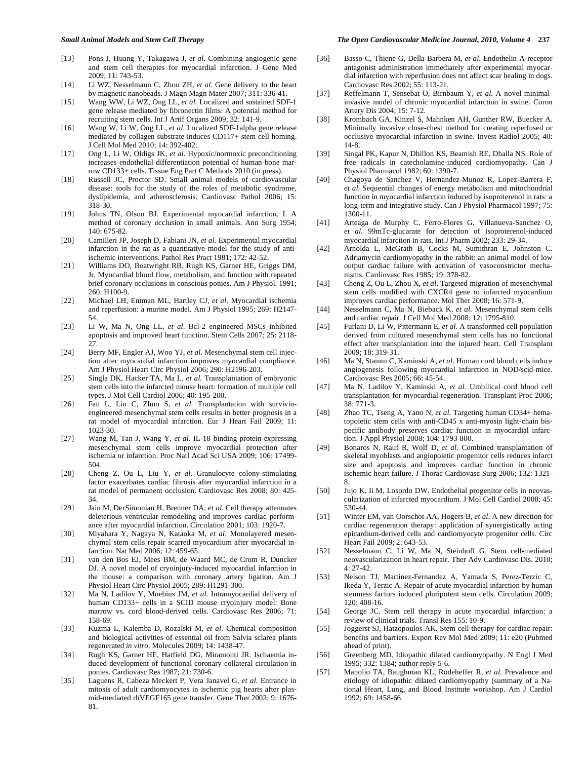[13] Pons J, Huang Y, Takagawa J, *et al*. Combining angiogenic gene and stem cell therapies for myocardial infarction. J Gene Med 2009; 11: 743-53.

[14] Li WZ, Nesselmann C, Zhou ZH, *et al*. Gene delivery to the heart by magnetic nanobeads. J Magn Magn Mater 2007; 311: 336-41.

[15] Wang WW, Li WZ, Ong LL, *et al*. Localized and sustained SDF-1 gene release mediated by fibronectin films: A potential method for recruiting stem cells. Int J Artif Organs 2009; 32: 141-9.

[16] Wang W, Li W, Ong LL, *et al*. Localized SDF-1alpha gene release mediated by collagen substrate induces CD117+ stem cell homing. J Cell Mol Med 2010; 14: 392-402.

[17] Ong L, Li W, Oldigs JK, *et al*. Hypoxic/normoxic preconditioning increases endothelial differentiation potential of human bone marrow CD133+ cells. Tissue Eng Part C Methods 2010 (in press).

[18] Russell JC, Proctor SD. Small animal models of cardiovascular disease: tools for the study of the roles of metabolic syndrome, dyslipidemia, and atherosclerosis. Cardiovasc Pathol 2006; 15: 318-30.

[19] Johns TN, Olson BJ. Experimental myocardial infarction. I. A method of coronary occlusion in small animals. Ann Surg 1954; 140: 675-82.

[20] Camilleri JP, Joseph D, Fabiani JN, *et al*. Experimental myocardial infarction in the rat as a quantitative model for the study of anti-ischemic interventions. Pathol Res Pract 1981; 172: 42-52.

[21] Williams DO, Boatwright RB, Rugh KS, Garner HE, Griggs DM, Jr. Myocardial blood flow, metabolism, and function with repeated brief coronary occlusions in conscious ponies. Am J Physiol. 1991; 260: H100-9.

[22] Michael LH, Entman ML, Hartley CJ, *et al*. Myocardial ischemia and reperfusion: a murine model. Am J Physiol 1995; 269: H2147-54.

[23] Li W, Ma N, Ong LL, *et al*. Bcl-2 engineered MSCs inhibited apoptosis and improved heart function. Stem Cells 2007; 25: 2118-27.

[24] Berry MF, Engler AJ, Woo YJ, *et al*. Mesenchymal stem cell injection after myocardial infarction improves myocardial compliance. Am J Physiol Heart Circ Physiol 2006; 290: H2196-203.

[25] Singla DK, Hacker TA, Ma L, *et al*. Transplantation of embryonic stem cells into the infarcted mouse heart: formation of multiple cell types. J Mol Cell Cardiol 2006; 40: 195-200.

[26] Fan L, Lin C, Zhuo S, *et al*. Transplantation with survivin-engineered mesenchymal stem cells results in better prognosis in a rat model of myocardial infarction. Eur J Heart Fail 2009; 11: 1023-30.

[27] Wang M, Tan J, Wang Y, *et al*. IL-18 binding protein-expressing mesenchymal stem cells improve myocardial protection after ischemia or infarction. Proc Natl Acad Sci USA 2009; 106: 17499-504.

[28] Cheng Z, Ou L, Liu Y, *et al*. Granulocyte colony-stimulating factor exacerbates cardiac fibrosis after myocardial infarction in a rat model of permanent occlusion. Cardiovasc Res 2008; 80: 425-34.

[29] Jain M, DerSimonian H, Brenner DA, *et al*. Cell therapy attenuates deleterious ventricular remodeling and improves cardiac performance after myocardial infarction. Circulation 2001; 103: 1920-7.

[30] Miyahara Y, Nagaya N, Kataoka M, *et al*. Monolayered mesenchymal stem cells repair scarred myocardium after myocardial infarction. Nat Med 2006; 12: 459-65.

[31] van den Bos EJ, Mees BM, de Waard MC, de Crom R, Duncker DJ. A novel model of cryoinjury-induced myocardial infarction in the mouse: a comparison with coronary artery ligation. Am J Physiol Heart Circ Physiol 2005; 289: H1291-300.

[32] Ma N, Ladilov Y, Moebius JM, *et al*. Intramyocardial delivery of human CD133+ cells in a SCID mouse cryoinjury model: Bone marrow vs. cord blood-derived cells. Cardiovasc Res 2006; 71: 158-69.

[33] Kuzma L, Kalemba D, Rozalski M, *et al*. Chemical composition and biological activities of essential oil from Salvia sclarea plants regenerated *in vitro*. Molecules 2009; 14: 1438-47.

[34] Rugh KS, Garner HE, Hatfield DG, Miramonti JR. Ischaemia induced development of functional coronary collateral circulation in ponies. Cardiovasc Res 1987; 21: 730-6.

[35] Laguens R, Cabeza Meckert P, Vera Janavel G, *et al*. Entrance in mitosis of adult cardiomyocytes in ischemic pig hearts after plasmid-mediated rhVEGF165 gene transfer. Gene Ther 2002; 9: 1676-81.

[36] Basso C, Thiene G, Della Barbera M, *et al*. Endothelin A-receptor antagonist administration immediately after experimental myocardial infarction with reperfusion does not affect scar healing in dogs. Cardiovasc Res 2002; 55: 113-21.

[37] Reffelmann T, Sensebat O, Birnbaum Y, *et al*. A novel minimal-invasive model of chronic myocardial infarction in swine. Coron Artery Dis 2004; 15: 7-12.

[38] Krombach GA, Kinzel S, Mahnken AH, Gunther RW, Buecker A. Minimally invasive close-chest method for creating reperfused or occlusive myocardial infarction in swine. Invest Radiol 2005; 40: 14-8.

[39] Singal PK, Kapur N, Dhillon KS, Beamish RE, Dhalla NS. Role of free radicals in catecholamine-induced cardiomyopathy. Can J Physiol Pharmacol 1982; 60: 1390-7.

[40] Chagoya de Sanchez V, Hernandez-Munoz R, Lopez-Barrera F, *et al*. Sequential changes of energy metabolism and mitochondrial function in myocardial infarction induced by isoproterenol in rats: a long-term and integrative study. Can J Physiol Pharmacol 1997; 75: 1300-11.

[41] Arteaga de Murphy C, Ferro-Flores G, Villanueva-Sanchez O, *et al*. 99mTc-glucarate for detection of isoproterenol-induced myocardial infarction in rats. Int J Pharm 2002; 233: 29-34.

[42] Arnolda L, McGrath B, Cocks M, Sumithran E, Johnston C. Adriamycin cardiomyopathy in the rabbit: an animal model of low output cardiac failure with activation of vasoconstrictor mechanisms. Cardiovasc Res 1985; 19: 378-82.

[43] Cheng Z, Ou L, Zhou X, *et al*. Targeted migration of mesenchymal stem cells modified with CXCR4 gene to infarcted myocardium improves cardiac performance. Mol Ther 2008; 16: 571-9.

[44] Nesselmann C, Ma N, Bieback K, *et al*. Mesenchymal stem cells and cardiac repair. J Cell Mol Med 2008; 12: 1795-810.

[45] Furlani D, Li W, Pittermann E, *et al*. A transformed cell population derived from cultured mesenchymal stem cells has no functional effect after transplantation into the injured heart. Cell Transplant 2009; 18: 319-31.

[46] Ma N, Stamm C, Kaminski A, *et al*. Human cord blood cells induce angiogenesis following myocardial infarction in NOD/scid-mice. Cardiovasc Res 2005; 66: 45-54.

[47] Ma N, Ladilov Y, Kaminski A, *et al*. Umbilical cord blood cell transplantation for myocardial regeneration. Transplant Proc 2006; 38: 771-3.

[48] Zhao TC, Tseng A, Yano N, *et al*. Targeting human CD34+ hematopoietic stem cells with anti-CD45 x anti-myosin light-chain bispecific antibody preserves cardiac function in myocardial infarction. J Appl Physiol 2008; 104: 1793-800.

[49] Bonaros N, Rauf R, Wolf D, *et al*. Combined transplantation of skeletal myoblasts and angiopoietic progenitor cells reduces infarct size and apoptosis and improves cardiac function in chronic ischemic heart failure. J Thorac Cardiovasc Surg 2006; 132: 1321-8.

[50] Jujo K, Ii M, Losordo DW. Endothelial progenitor cells in neovascularization of infarcted myocardium. J Mol Cell Cardiol 2008; 45: 530-44.

[51] Winter EM, van Oorschot AA, Hogers B, *et al*. A new direction for cardiac regeneration therapy: application of synergistically acting epicardium-derived cells and cardiomyocyte progenitor cells. Circ Heart Fail 2009; 2: 643-53.

[52] Nesselmann C, Li W, Ma N, Steinhoff G. Stem cell-mediated neovascularization in heart repair. Ther Adv Cardiovasc Dis. 2010; 4: 27-42.

[53] Nelson TJ, Martinez-Fernandez A, Yamada S, Perez-Terzic C, Ikeda Y, Terzic A. Repair of acute myocardial infarction by human stemness factors induced pluripotent stem cells. Circulation 2009; 120: 408-16.

[54] George JC. Stem cell therapy in acute myocardial infarction: a review of clinical trials. Transl Res 155: 10-9.

[55] Joggerst SJ, Hatzopoulos AK. Stem cell therapy for cardiac repair: benefits and barriers. Expert Rev Mol Med 2009; 11: e20 (Pubmed ahead of print).

[56] Greenberg MD. Idiopathic dilated cardiomyopathy. N Engl J Med 1995; 332: 1384; author reply 5-6.

[57] Manolio TA, Baughman KL, Rodeheffer R, *et al*. Prevalence and etiology of idiopathic dilated cardiomyopathy (summary of a National Heart, Lung, and Blood Institute workshop. Am J Cardiol 1992; 69: 1458-66.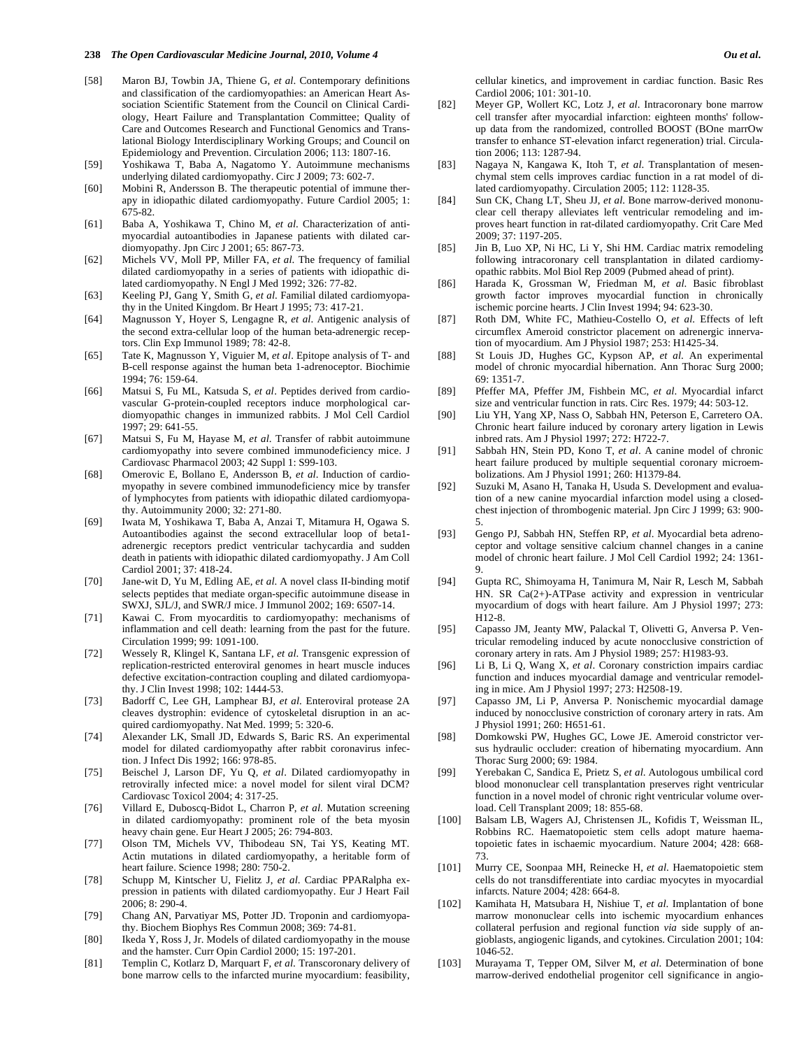[58] Maron BJ, Towbin JA, Thiene G, *et al*. Contemporary definitions and classification of the cardiomyopathies: an American Heart Association Scientific Statement from the Council on Clinical Cardiology, Heart Failure and Transplantation Committee; Quality of Care and Outcomes Research and Functional Genomics and Translational Biology Interdisciplinary Working Groups; and Council on Epidemiology and Prevention. Circulation 2006; 113: 1807-16.

[59] Yoshikawa T, Baba A, Nagatomo Y. Autoimmune mechanisms underlying dilated cardiomyopathy. Circ J 2009; 73: 602-7.

[60] Mobini R, Andersson B. The therapeutic potential of immune therapy in idiopathic dilated cardiomyopathy. Future Cardiol 2005; 1: 675-82.

[61] Baba A, Yoshikawa T, Chino M, *et al.* Characterization of anti-myocardial autoantibodies in Japanese patients with dilated cardiomyopathy. Jpn Circ J 2001; 65: 867-73.

[62] Michels VV, Moll PP, Miller FA, *et al.* The frequency of familial dilated cardiomyopathy in a series of patients with idiopathic dilated cardiomyopathy. N Engl J Med 1992; 326: 77-82.

[63] Keeling PJ, Gang Y, Smith G, *et al.* Familial dilated cardiomyopathy in the United Kingdom. Br Heart J 1995; 73: 417-21.

[64] Magnusson Y, Hoyer S, Lengagne R, *et al.* Antigenic analysis of the second extra-cellular loop of the human beta-adrenergic receptors. Clin Exp Immunol 1989; 78: 42-8.

[65] Tate K, Magnusson Y, Viguier M, *et al.* Epitope analysis of T- and B-cell response against the human beta 1-adrenoceptor. Biochimie 1994; 76: 159-64.

[66] Matsui S, Fu ML, Katsuda S, *et al*. Peptides derived from cardiovascular G-protein-coupled receptors induce morphological cardiomyopathic changes in immunized rabbits. J Mol Cell Cardiol 1997; 29: 641-55.

[67] Matsui S, Fu M, Hayase M, *et al.* Transfer of rabbit autoimmune cardiomyopathy into severe combined immunodeficiency mice. J Cardiovasc Pharmacol 2003; 42 Suppl 1: S99-103.

[68] Omerovic E, Bollano E, Andersson B, *et al.* Induction of cardiomyopathy in severe combined immunodeficiency mice by transfer of lymphocytes from patients with idiopathic dilated cardiomyopathy. Autoimmunity 2000; 32: 271-80.

[69] Iwata M, Yoshikawa T, Baba A, Anzai T, Mitamura H, Ogawa S. Autoantibodies against the second extracellular loop of beta1-adrenergic receptors predict ventricular tachycardia and sudden death in patients with idiopathic dilated cardiomyopathy. J Am Coll Cardiol 2001; 37: 418-24.

[70] Jane-wit D, Yu M, Edling AE, *et al.* A novel class II-binding motif selects peptides that mediate organ-specific autoimmune disease in SWXJ, SJL/J, and SWR/J mice. J Immunol 2002; 169: 6507-14.

[71] Kawai C. From myocarditis to cardiomyopathy: mechanisms of inflammation and cell death: learning from the past for the future. Circulation 1999; 99: 1091-100.

[72] Wessely R, Klingel K, Santana LF, *et al.* Transgenic expression of replication-restricted enteroviral genomes in heart muscle induces defective excitation-contraction coupling and dilated cardiomyopathy. J Clin Invest 1998; 102: 1444-53.

[73] Badorff C, Lee GH, Lamphear BJ, *et al.* Enteroviral protease 2A cleaves dystrophin: evidence of cytoskeletal disruption in an acquired cardiomyopathy. Nat Med. 1999; 5: 320-6.

[74] Alexander LK, Small JD, Edwards S, Baric RS. An experimental model for dilated cardiomyopathy after rabbit coronavirus infection. J Infect Dis 1992; 166: 978-85.

[75] Beischel J, Larson DF, Yu Q, *et al*. Dilated cardiomyopathy in retrovirally infected mice: a novel model for silent viral DCM? Cardiovasc Toxicol 2004; 4: 317-25.

[76] Villard E, Duboscq-Bidot L, Charron P, *et al.* Mutation screening in dilated cardiomyopathy: prominent role of the beta myosin heavy chain gene. Eur Heart J 2005; 26: 794-803.

[77] Olson TM, Michels VV, Thibodeau SN, Tai YS, Keating MT. Actin mutations in dilated cardiomyopathy, a heritable form of heart failure. Science 1998; 280: 750-2.

[78] Schupp M, Kintscher U, Fielitz J, *et al.* Cardiac PPARalpha expression in patients with dilated cardiomyopathy. Eur J Heart Fail 2006; 8: 290-4.

[79] Chang AN, Parvatiyar MS, Potter JD. Troponin and cardiomyopathy. Biochem Biophys Res Commun 2008; 369: 74-81.

[80] Ikeda Y, Ross J, Jr. Models of dilated cardiomyopathy in the mouse and the hamster. Curr Opin Cardiol 2000; 15: 197-201.

[81] Templin C, Kotlarz D, Marquart F, *et al*. Transcoronary delivery of bone marrow cells to the infarcted murine myocardium: feasibility, cellular kinetics, and improvement in cardiac function. Basic Res Cardiol 2006; 101: 301-10.

[82] Meyer GP, Wollert KC, Lotz J, *et al.* Intracoronary bone marrow cell transfer after myocardial infarction: eighteen months' follow-up data from the randomized, controlled BOOST (BOne marrOw transfer to enhance ST-elevation infarct regeneration) trial. Circulation 2006; 113: 1287-94.

[83] Nagaya N, Kangawa K, Itoh T, *et al.* Transplantation of mesenchymal stem cells improves cardiac function in a rat model of dilated cardiomyopathy. Circulation 2005; 112: 1128-35.

[84] Sun CK, Chang LT, Sheu JJ, *et al.* Bone marrow-derived mononuclear cell therapy alleviates left ventricular remodeling and improves heart function in rat-dilated cardiomyopathy. Crit Care Med 2009; 37: 1197-205.

[85] Jin B, Luo XP, Ni HC, Li Y, Shi HM. Cardiac matrix remodeling following intracoronary cell transplantation in dilated cardiomyopathic rabbits. Mol Biol Rep 2009 (Pubmed ahead of print).

[86] Harada K, Grossman W, Friedman M, *et al.* Basic fibroblast growth factor improves myocardial function in chronically ischemic porcine hearts. J Clin Invest 1994; 94: 623-30.

[87] Roth DM, White FC, Mathieu-Costello O, *et al.* Effects of left circumflex Ameroid constrictor placement on adrenergic innervation of myocardium. Am J Physiol 1987; 253: H1425-34.

[88] St Louis JD, Hughes GC, Kypson AP, *et al.* An experimental model of chronic myocardial hibernation. Ann Thorac Surg 2000; 69: 1351-7.

[89] Pfeffer MA, Pfeffer JM, Fishbein MC, *et al.* Myocardial infarct size and ventricular function in rats. Circ Res. 1979; 44: 503-12.

[90] Liu YH, Yang XP, Nass O, Sabbah HN, Peterson E, Carretero OA. Chronic heart failure induced by coronary artery ligation in Lewis inbred rats. Am J Physiol 1997; 272: H722-7.

[91] Sabbah HN, Stein PD, Kono T, *et al*. A canine model of chronic heart failure produced by multiple sequential coronary microembolizations. Am J Physiol 1991; 260: H1379-84.

[92] Suzuki M, Asano H, Tanaka H, Usuda S. Development and evaluation of a new canine myocardial infarction model using a closed-chest injection of thrombogenic material. Jpn Circ J 1999; 63: 900-5.

[93] Gengo PJ, Sabbah HN, Steffen RP, *et al*. Myocardial beta adrenoceptor and voltage sensitive calcium channel changes in a canine model of chronic heart failure. J Mol Cell Cardiol 1992; 24: 1361-9.

[94] Gupta RC, Shimoyama H, Tanimura M, Nair R, Lesch M, Sabbah HN. SR Ca(2+)-ATPase activity and expression in ventricular myocardium of dogs with heart failure. Am J Physiol 1997; 273: H12-8.

[95] Capasso JM, Jeanty MW, Palackal T, Olivetti G, Anversa P. Ventricular remodeling induced by acute nonocclusive constriction of coronary artery in rats. Am J Physiol 1989; 257: H1983-93.

[96] Li B, Li Q, Wang X, *et al*. Coronary constriction impairs cardiac function and induces myocardial damage and ventricular remodeling in mice. Am J Physiol 1997; 273: H2508-19.

[97] Capasso JM, Li P, Anversa P. Nonischemic myocardial damage induced by nonocclusive constriction of coronary artery in rats. Am J Physiol 1991; 260: H651-61.

[98] Domkowski PW, Hughes GC, Lowe JE. Ameroid constrictor versus hydraulic occluder: creation of hibernating myocardium. Ann Thorac Surg 2000; 69: 1984.

[99] Yerebakan C, Sandica E, Prietz S, *et al.* Autologous umbilical cord blood mononuclear cell transplantation preserves right ventricular function in a novel model of chronic right ventricular volume overload. Cell Transplant 2009; 18: 855-68.

[100] Balsam LB, Wagers AJ, Christensen JL, Kofidis T, Weissman IL, Robbins RC. Haematopoietic stem cells adopt mature haematopoietic fates in ischaemic myocardium. Nature 2004; 428: 668-73.

[101] Murry CE, Soonpaa MH, Reinecke H, *et al.* Haematopoietic stem cells do not transdifferentiate into cardiac myocytes in myocardial infarcts. Nature 2004; 428: 664-8.

[102] Kamihata H, Matsubara H, Nishiue T, *et al.* Implantation of bone marrow mononuclear cells into ischemic myocardium enhances collateral perfusion and regional function *via* side supply of angioblasts, angiogenic ligands, and cytokines. Circulation 2001; 104: 1046-52.

[103] Murayama T, Tepper OM, Silver M, *et al.* Determination of bone marrow-derived endothelial progenitor cell significance in angio-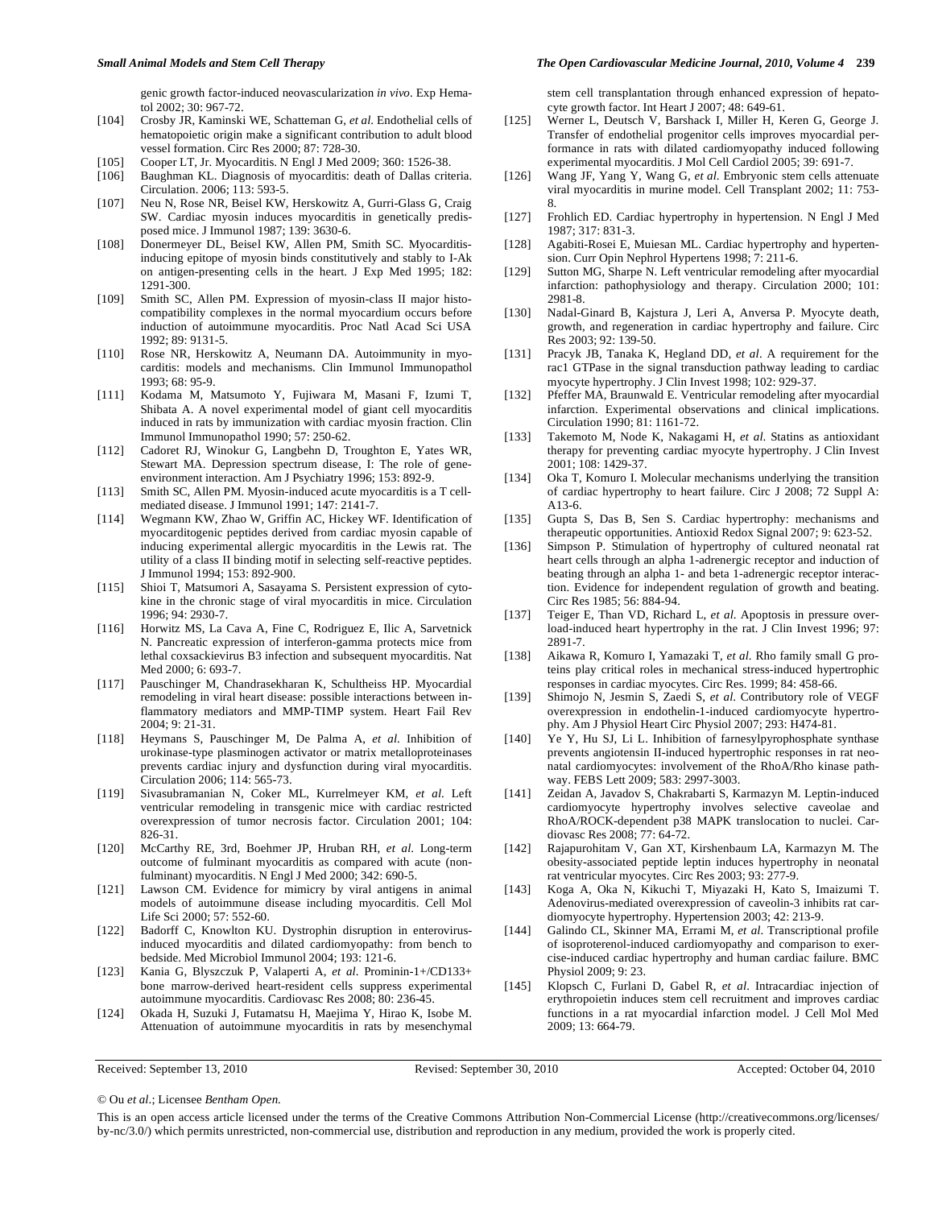genic growth factor-induced neovascularization *in vivo*. Exp Hematol 2002; 30: 967-72.

[104] Crosby JR, Kaminski WE, Schatteman G, *et al*. Endothelial cells of hematopoietic origin make a significant contribution to adult blood vessel formation. Circ Res 2000; 87: 728-30.

[105] Cooper LT, Jr. Myocarditis. N Engl J Med 2009; 360: 1526-38.

[106] Baughman KL. Diagnosis of myocarditis: death of Dallas criteria. Circulation. 2006; 113: 593-5.

[107] Neu N, Rose NR, Beisel KW, Herskowitz A, Gurri-Glass G, Craig SW. Cardiac myosin induces myocarditis in genetically predisposed mice. J Immunol 1987; 139: 3630-6.

[108] Donermeyer DL, Beisel KW, Allen PM, Smith SC. Myocarditis-inducing epitope of myosin binds constitutively and stably to I-Ak on antigen-presenting cells in the heart. J Exp Med 1995; 182: 1291-300.

[109] Smith SC, Allen PM. Expression of myosin-class II major histocompatibility complexes in the normal myocardium occurs before induction of autoimmune myocarditis. Proc Natl Acad Sci USA 1992; 89: 9131-5.

[110] Rose NR, Herskowitz A, Neumann DA. Autoimmunity in myocarditis: models and mechanisms. Clin Immunol Immunopathol 1993; 68: 95-9.

[111] Kodama M, Matsumoto Y, Fujiwara M, Masani F, Izumi T, Shibata A. A novel experimental model of giant cell myocarditis induced in rats by immunization with cardiac myosin fraction. Clin Immunol Immunopathol 1990; 57: 250-62.

[112] Cadoret RJ, Winokur G, Langbehn D, Troughton E, Yates WR, Stewart MA. Depression spectrum disease, I: The role of gene-environment interaction. Am J Psychiatry 1996; 153: 892-9.

[113] Smith SC, Allen PM. Myosin-induced acute myocarditis is a T cell-mediated disease. J Immunol 1991; 147: 2141-7.

[114] Wegmann KW, Zhao W, Griffin AC, Hickey WF. Identification of myocarditogenic peptides derived from cardiac myosin capable of inducing experimental allergic myocarditis in the Lewis rat. The utility of a class II binding motif in selecting self-reactive peptides. J Immunol 1994; 153: 892-900.

[115] Shioi T, Matsumori A, Sasayama S. Persistent expression of cytokine in the chronic stage of viral myocarditis in mice. Circulation 1996; 94: 2930-7.

[116] Horwitz MS, La Cava A, Fine C, Rodriguez E, Ilic A, Sarvetnick N. Pancreatic expression of interferon-gamma protects mice from lethal coxsackievirus B3 infection and subsequent myocarditis. Nat Med 2000; 6: 693-7.

[117] Pauschinger M, Chandrasekharan K, Schultheiss HP. Myocardial remodeling in viral heart disease: possible interactions between inflammatory mediators and MMP-TIMP system. Heart Fail Rev 2004; 9: 21-31.

[118] Heymans S, Pauschinger M, De Palma A, *et al.* Inhibition of urokinase-type plasminogen activator or matrix metalloproteinases prevents cardiac injury and dysfunction during viral myocarditis. Circulation 2006; 114: 565-73.

[119] Sivasubramanian N, Coker ML, Kurrelmeyer KM, *et al.* Left ventricular remodeling in transgenic mice with cardiac restricted overexpression of tumor necrosis factor. Circulation 2001; 104: 826-31.

[120] McCarthy RE, 3rd, Boehmer JP, Hruban RH, *et al.* Long-term outcome of fulminant myocarditis as compared with acute (nonfulminant) myocarditis. N Engl J Med 2000; 342: 690-5.

[121] Lawson CM. Evidence for mimicry by viral antigens in animal models of autoimmune disease including myocarditis. Cell Mol Life Sci 2000; 57: 552-60.

[122] Badorff C, Knowlton KU. Dystrophin disruption in enterovirus-induced myocarditis and dilated cardiomyopathy: from bench to bedside. Med Microbiol Immunol 2004; 193: 121-6.

[123] Kania G, Blyszczuk P, Valaperti A, *et al*. Prominin-1+/CD133+ bone marrow-derived heart-resident cells suppress experimental autoimmune myocarditis. Cardiovasc Res 2008; 80: 236-45.

[124] Okada H, Suzuki J, Futamatsu H, Maejima Y, Hirao K, Isobe M. Attenuation of autoimmune myocarditis in rats by mesenchymal stem cell transplantation through enhanced expression of hepatocyte growth factor. Int Heart J 2007; 48: 649-61.

[125] Werner L, Deutsch V, Barshack I, Miller H, Keren G, George J. Transfer of endothelial progenitor cells improves myocardial performance in rats with dilated cardiomyopathy induced following experimental myocarditis. J Mol Cell Cardiol 2005; 39: 691-7.

[126] Wang JF, Yang Y, Wang G, *et al*. Embryonic stem cells attenuate viral myocarditis in murine model. Cell Transplant 2002; 11: 753-8.

[127] Frohlich ED. Cardiac hypertrophy in hypertension. N Engl J Med 1987; 317: 831-3.

[128] Agabiti-Rosei E, Muiesan ML. Cardiac hypertrophy and hypertension. Curr Opin Nephrol Hypertens 1998; 7: 211-6.

[129] Sutton MG, Sharpe N. Left ventricular remodeling after myocardial infarction: pathophysiology and therapy. Circulation 2000; 101: 2981-8.

[130] Nadal-Ginard B, Kajstura J, Leri A, Anversa P. Myocyte death, growth, and regeneration in cardiac hypertrophy and failure. Circ Res 2003; 92: 139-50.

[131] Pracyk JB, Tanaka K, Hegland DD, *et al*. A requirement for the rac1 GTPase in the signal transduction pathway leading to cardiac myocyte hypertrophy. J Clin Invest 1998; 102: 929-37.

[132] Pfeffer MA, Braunwald E. Ventricular remodeling after myocardial infarction. Experimental observations and clinical implications. Circulation 1990; 81: 1161-72.

[133] Takemoto M, Node K, Nakagami H, *et al.* Statins as antioxidant therapy for preventing cardiac myocyte hypertrophy. J Clin Invest 2001; 108: 1429-37.

[134] Oka T, Komuro I. Molecular mechanisms underlying the transition of cardiac hypertrophy to heart failure. Circ J 2008; 72 Suppl A: A13-6.

[135] Gupta S, Das B, Sen S. Cardiac hypertrophy: mechanisms and therapeutic opportunities. Antioxid Redox Signal 2007; 9: 623-52.

[136] Simpson P. Stimulation of hypertrophy of cultured neonatal rat heart cells through an alpha 1-adrenergic receptor and induction of beating through an alpha 1- and beta 1-adrenergic receptor interaction. Evidence for independent regulation of growth and beating. Circ Res 1985; 56: 884-94.

[137] Teiger E, Than VD, Richard L, *et al.* Apoptosis in pressure overload-induced heart hypertrophy in the rat. J Clin Invest 1996; 97: 2891-7.

[138] Aikawa R, Komuro I, Yamazaki T, *et al.* Rho family small G proteins play critical roles in mechanical stress-induced hypertrophic responses in cardiac myocytes. Circ Res. 1999; 84: 458-66.

[139] Shimojo N, Jesmin S, Zaedi S, *et al.* Contributory role of VEGF overexpression in endothelin-1-induced cardiomyocyte hypertrophy. Am J Physiol Heart Circ Physiol 2007; 293: H474-81.

[140] Ye Y, Hu SJ, Li L. Inhibition of farnesylpyrophosphate synthase prevents angiotensin II-induced hypertrophic responses in rat neonatal cardiomyocytes: involvement of the RhoA/Rho kinase pathway. FEBS Lett 2009; 583: 2997-3003.

[141] Zeidan A, Javadov S, Chakrabarti S, Karmazyn M. Leptin-induced cardiomyocyte hypertrophy involves selective caveolae and RhoA/ROCK-dependent p38 MAPK translocation to nuclei. Cardiovasc Res 2008; 77: 64-72.

[142] Rajapurohitam V, Gan XT, Kirshenbaum LA, Karmazyn M. The obesity-associated peptide leptin induces hypertrophy in neonatal rat ventricular myocytes. Circ Res 2003; 93: 277-9.

[143] Koga A, Oka N, Kikuchi T, Miyazaki H, Kato S, Imaizumi T. Adenovirus-mediated overexpression of caveolin-3 inhibits rat cardiomyocyte hypertrophy. Hypertension 2003; 42: 213-9.

[144] Galindo CL, Skinner MA, Errami M, *et al*. Transcriptional profile of isoproterenol-induced cardiomyopathy and comparison to exercise-induced cardiac hypertrophy and human cardiac failure. BMC Physiol 2009; 9: 23.

[145] Klopsch C, Furlani D, Gabel R, *et al*. Intracardiac injection of erythropoietin induces stem cell recruitment and improves cardiac functions in a rat myocardial infarction model. J Cell Mol Med 2009; 13: 664-79.

Received: September 13, 2010 Revised: September 30, 2010 Accepted: October 04, 2010

© Ou *et al*.; Licensee *Bentham Open.*

This is an open access article licensed under the terms of the Creative Commons Attribution Non-Commercial License (http://creativecommons.org/licenses/by-nc/3.0/) which permits unrestricted, non-commercial use, distribution and reproduction in any medium, provided the work is properly cited.